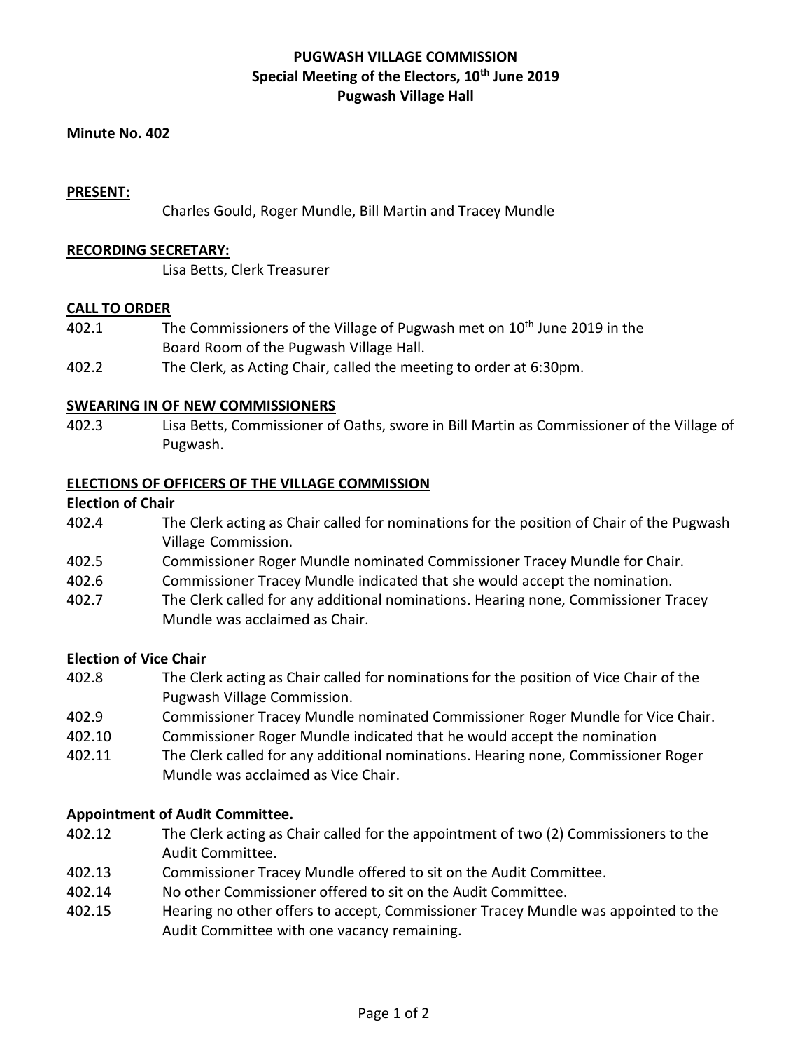# PUGWASH VILLAGE COMMISSION
## Special Meeting of the Electors, 10th June 2019
## Pugwash Village Hall

**Minute No. 402**

**PRESENT:**

Charles Gould, Roger Mundle, Bill Martin and Tracey Mundle

**RECORDING SECRETARY:**

Lisa Betts, Clerk Treasurer

**CALL TO ORDER**

402.1 The Commissioners of the Village of Pugwash met on 10th June 2019 in the Board Room of the Pugwash Village Hall.

402.2 The Clerk, as Acting Chair, called the meeting to order at 6:30pm.

**SWEARING IN OF NEW COMMISSIONERS**

402.3 Lisa Betts, Commissioner of Oaths, swore in Bill Martin as Commissioner of the Village of Pugwash.

**ELECTIONS OF OFFICERS OF THE VILLAGE COMMISSION**

**Election of Chair**

402.4 The Clerk acting as Chair called for nominations for the position of Chair of the Pugwash Village Commission.

402.5 Commissioner Roger Mundle nominated Commissioner Tracey Mundle for Chair.

402.6 Commissioner Tracey Mundle indicated that she would accept the nomination.

402.7 The Clerk called for any additional nominations. Hearing none, Commissioner Tracey Mundle was acclaimed as Chair.

**Election of Vice Chair**

402.8 The Clerk acting as Chair called for nominations for the position of Vice Chair of the Pugwash Village Commission.

402.9 Commissioner Tracey Mundle nominated Commissioner Roger Mundle for Vice Chair.

402.10 Commissioner Roger Mundle indicated that he would accept the nomination

402.11 The Clerk called for any additional nominations. Hearing none, Commissioner Roger Mundle was acclaimed as Vice Chair.

**Appointment of Audit Committee.**

402.12 The Clerk acting as Chair called for the appointment of two (2) Commissioners to the Audit Committee.

402.13 Commissioner Tracey Mundle offered to sit on the Audit Committee.

402.14 No other Commissioner offered to sit on the Audit Committee.

402.15 Hearing no other offers to accept, Commissioner Tracey Mundle was appointed to the Audit Committee with one vacancy remaining.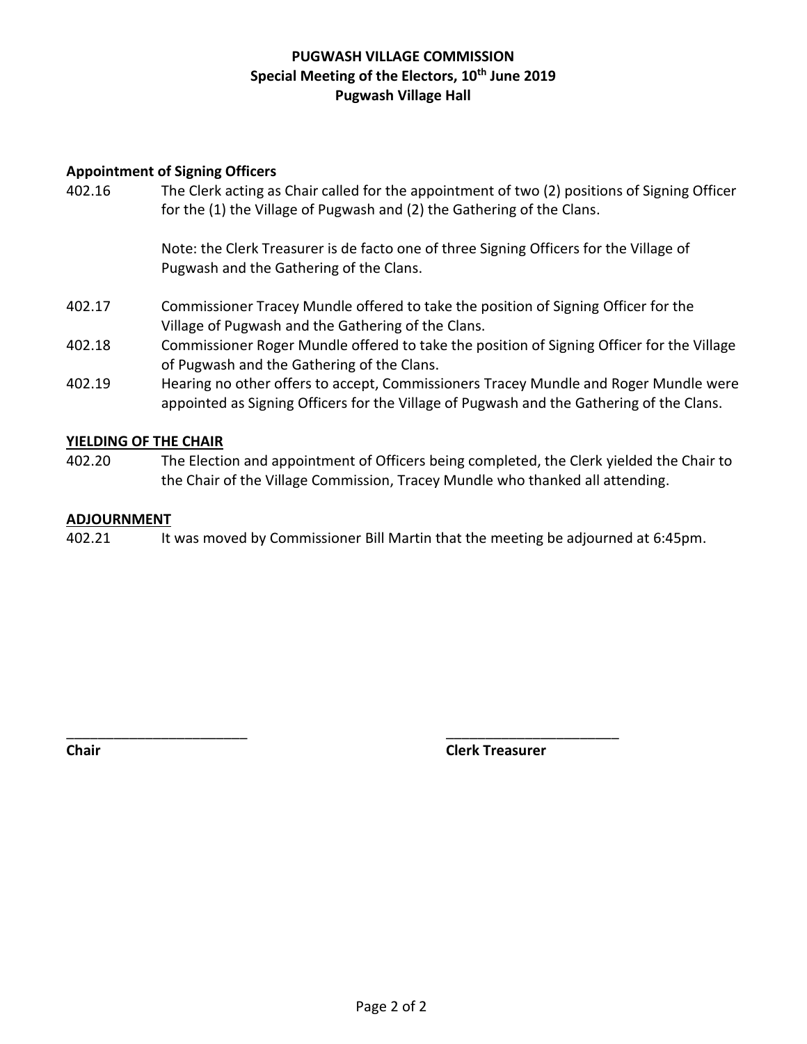**PUGWASH VILLAGE COMMISSION**
**Special Meeting of the Electors, 10th June 2019**
**Pugwash Village Hall**

**Appointment of Signing Officers**

402.16 The Clerk acting as Chair called for the appointment of two (2) positions of Signing Officer for the (1) the Village of Pugwash and (2) the Gathering of the Clans.

Note: the Clerk Treasurer is de facto one of three Signing Officers for the Village of Pugwash and the Gathering of the Clans.

402.17 Commissioner Tracey Mundle offered to take the position of Signing Officer for the Village of Pugwash and the Gathering of the Clans.

402.18 Commissioner Roger Mundle offered to take the position of Signing Officer for the Village of Pugwash and the Gathering of the Clans.

402.19 Hearing no other offers to accept, Commissioners Tracey Mundle and Roger Mundle were appointed as Signing Officers for the Village of Pugwash and the Gathering of the Clans.

**YIELDING OF THE CHAIR**

402.20 The Election and appointment of Officers being completed, the Clerk yielded the Chair to the Chair of the Village Commission, Tracey Mundle who thanked all attending.

**ADJOURNMENT**

402.21 It was moved by Commissioner Bill Martin that the meeting be adjourned at 6:45pm.

_______________________ _______________________
**Chair** **Clerk Treasurer**